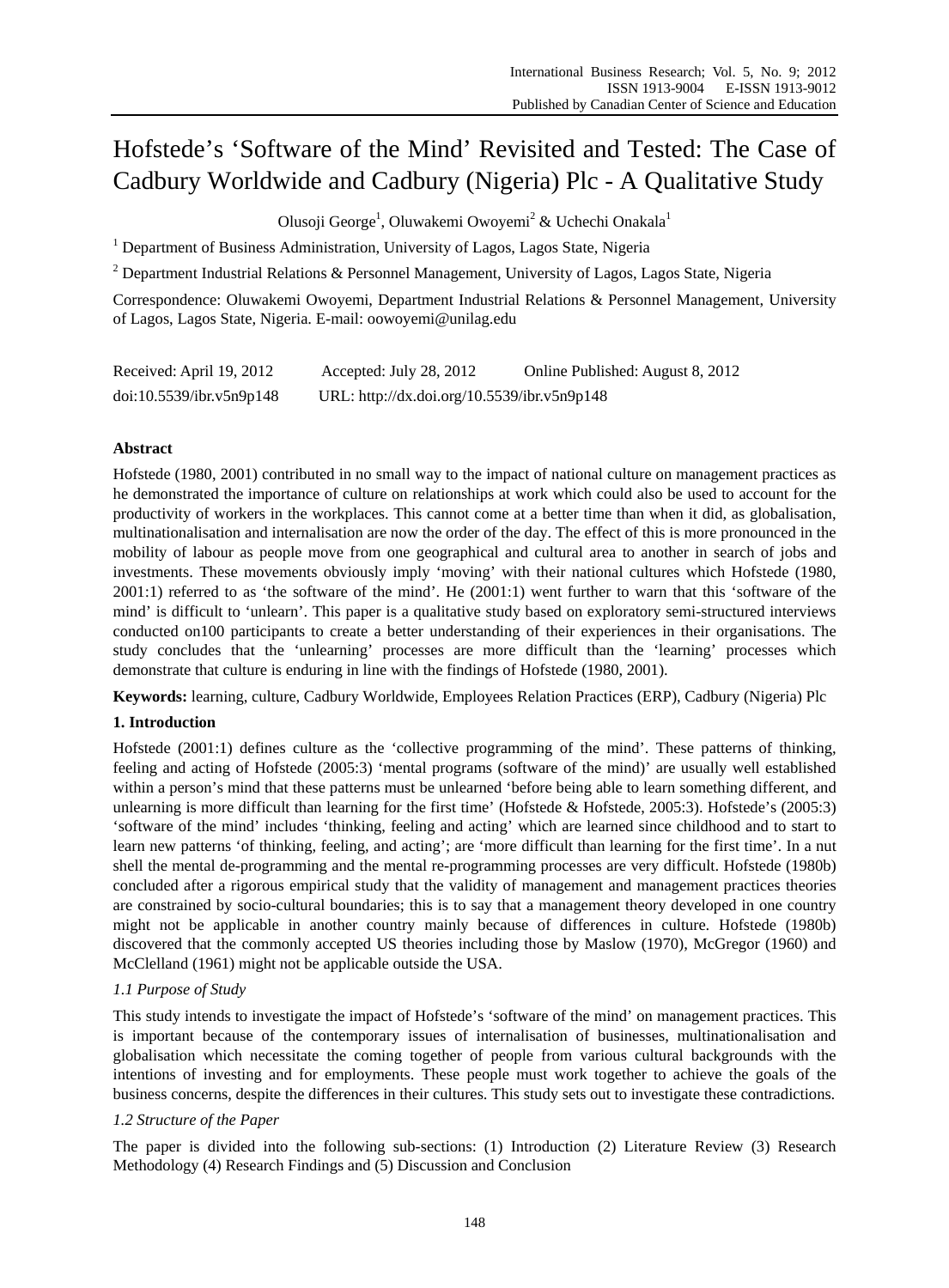# Hofstede's 'Software of the Mind' Revisited and Tested: The Case of Cadbury Worldwide and Cadbury (Nigeria) Plc - A Qualitative Study

Olusoji George[1], Oluwakemi Owoyemi[2] & Uchechi Onakala[1]

[1] Department of Business Administration, University of Lagos, Lagos State, Nigeria

[2] Department Industrial Relations & Personnel Management, University of Lagos, Lagos State, Nigeria

Correspondence: Oluwakemi Owoyemi, Department Industrial Relations & Personnel Management, University of Lagos, Lagos State, Nigeria. E-mail: oowoyemi@unilag.edu

Received: April 19, 2012 Accepted: July 28, 2012 Online Published: August 8, 2012

doi:10.5539/ibr.v5n9p148 URL: http://dx.doi.org/10.5539/ibr.v5n9p148

**Abstract**

Hofstede (1980, 2001) contributed in no small way to the impact of national culture on management practices as he demonstrated the importance of culture on relationships at work which could also be used to account for the productivity of workers in the workplaces. This cannot come at a better time than when it did, as globalisation, multinationalisation and internalisation are now the order of the day. The effect of this is more pronounced in the mobility of labour as people move from one geographical and cultural area to another in search of jobs and investments. These movements obviously imply 'moving' with their national cultures which Hofstede (1980, 2001:1) referred to as 'the software of the mind'. He (2001:1) went further to warn that this 'software of the mind' is difficult to 'unlearn'. This paper is a qualitative study based on exploratory semi-structured interviews conducted on100 participants to create a better understanding of their experiences in their organisations. The study concludes that the 'unlearning' processes are more difficult than the 'learning' processes which demonstrate that culture is enduring in line with the findings of Hofstede (1980, 2001).

**Keywords:** learning, culture, Cadbury Worldwide, Employees Relation Practices (ERP), Cadbury (Nigeria) Plc

## 1. Introduction

Hofstede (2001:1) defines culture as the 'collective programming of the mind'. These patterns of thinking, feeling and acting of Hofstede (2005:3) 'mental programs (software of the mind)' are usually well established within a person's mind that these patterns must be unlearned 'before being able to learn something different, and unlearning is more difficult than learning for the first time' (Hofstede & Hofstede, 2005:3). Hofstede's (2005:3) 'software of the mind' includes 'thinking, feeling and acting' which are learned since childhood and to start to learn new patterns 'of thinking, feeling, and acting'; are 'more difficult than learning for the first time'. In a nut shell the mental de-programming and the mental re-programming processes are very difficult. Hofstede (1980b) concluded after a rigorous empirical study that the validity of management and management practices theories are constrained by socio-cultural boundaries; this is to say that a management theory developed in one country might not be applicable in another country mainly because of differences in culture. Hofstede (1980b) discovered that the commonly accepted US theories including those by Maslow (1970), McGregor (1960) and McClelland (1961) might not be applicable outside the USA.

### *1.1 Purpose of Study*

This study intends to investigate the impact of Hofstede's 'software of the mind' on management practices. This is important because of the contemporary issues of internalisation of businesses, multinationalisation and globalisation which necessitate the coming together of people from various cultural backgrounds with the intentions of investing and for employments. These people must work together to achieve the goals of the business concerns, despite the differences in their cultures. This study sets out to investigate these contradictions.

### *1.2 Structure of the Paper*

The paper is divided into the following sub-sections: (1) Introduction (2) Literature Review (3) Research Methodology (4) Research Findings and (5) Discussion and Conclusion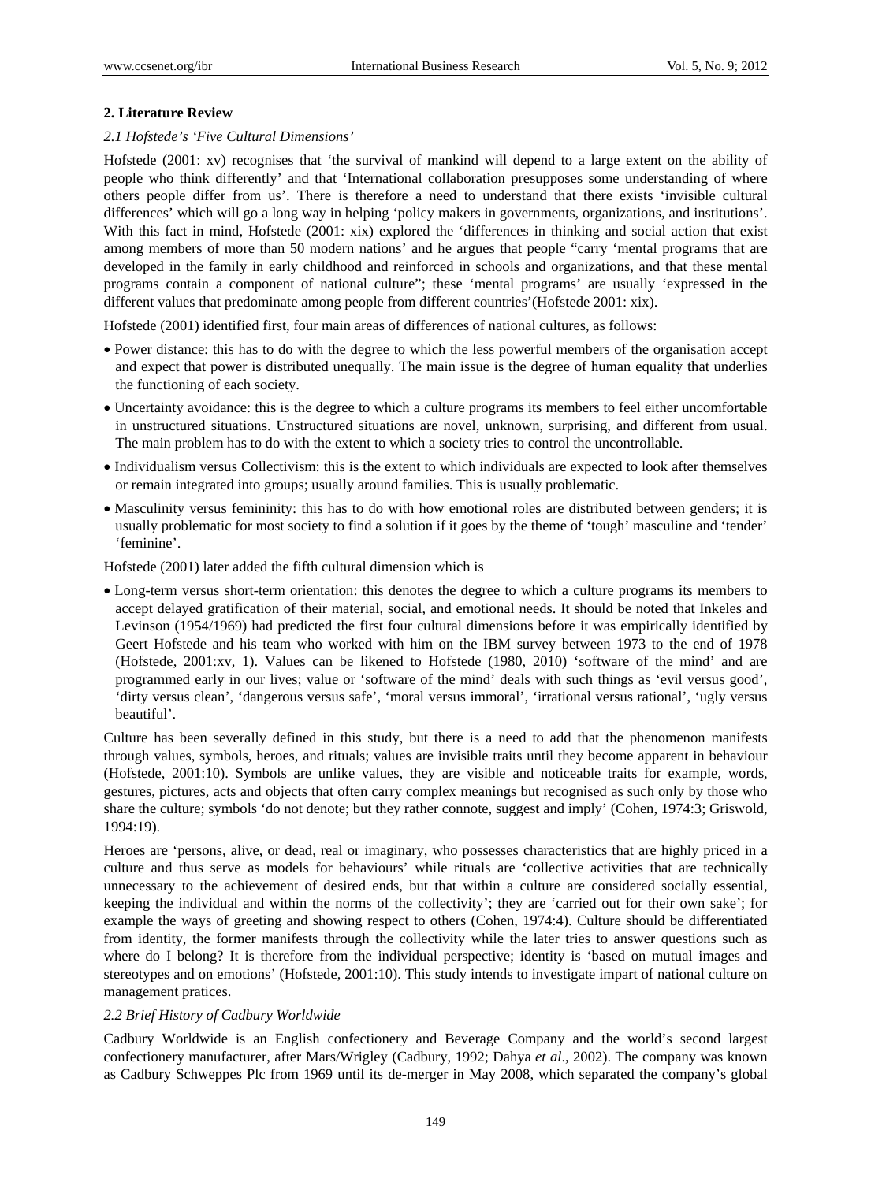## 2. Literature Review

### *2.1 Hofstede's 'Five Cultural Dimensions'*

Hofstede (2001: xv) recognises that 'the survival of mankind will depend to a large extent on the ability of people who think differently' and that 'International collaboration presupposes some understanding of where others people differ from us'. There is therefore a need to understand that there exists 'invisible cultural differences' which will go a long way in helping 'policy makers in governments, organizations, and institutions'. With this fact in mind, Hofstede (2001: xix) explored the 'differences in thinking and social action that exist among members of more than 50 modern nations' and he argues that people "carry 'mental programs that are developed in the family in early childhood and reinforced in schools and organizations, and that these mental programs contain a component of national culture"; these 'mental programs' are usually 'expressed in the different values that predominate among people from different countries'(Hofstede 2001: xix).

Hofstede (2001) identified first, four main areas of differences of national cultures, as follows:

- Power distance: this has to do with the degree to which the less powerful members of the organisation accept and expect that power is distributed unequally. The main issue is the degree of human equality that underlies the functioning of each society.
- Uncertainty avoidance: this is the degree to which a culture programs its members to feel either uncomfortable in unstructured situations. Unstructured situations are novel, unknown, surprising, and different from usual. The main problem has to do with the extent to which a society tries to control the uncontrollable.
- Individualism versus Collectivism: this is the extent to which individuals are expected to look after themselves or remain integrated into groups; usually around families. This is usually problematic.
- Masculinity versus femininity: this has to do with how emotional roles are distributed between genders; it is usually problematic for most society to find a solution if it goes by the theme of 'tough' masculine and 'tender' 'feminine'.

Hofstede (2001) later added the fifth cultural dimension which is

- Long-term versus short-term orientation: this denotes the degree to which a culture programs its members to accept delayed gratification of their material, social, and emotional needs. It should be noted that Inkeles and Levinson (1954/1969) had predicted the first four cultural dimensions before it was empirically identified by Geert Hofstede and his team who worked with him on the IBM survey between 1973 to the end of 1978 (Hofstede, 2001:xv, 1). Values can be likened to Hofstede (1980, 2010) 'software of the mind' and are programmed early in our lives; value or 'software of the mind' deals with such things as 'evil versus good', 'dirty versus clean', 'dangerous versus safe', 'moral versus immoral', 'irrational versus rational', 'ugly versus beautiful'.

Culture has been severally defined in this study, but there is a need to add that the phenomenon manifests through values, symbols, heroes, and rituals; values are invisible traits until they become apparent in behaviour (Hofstede, 2001:10). Symbols are unlike values, they are visible and noticeable traits for example, words, gestures, pictures, acts and objects that often carry complex meanings but recognised as such only by those who share the culture; symbols 'do not denote; but they rather connote, suggest and imply' (Cohen, 1974:3; Griswold, 1994:19).

Heroes are 'persons, alive, or dead, real or imaginary, who possesses characteristics that are highly priced in a culture and thus serve as models for behaviours' while rituals are 'collective activities that are technically unnecessary to the achievement of desired ends, but that within a culture are considered socially essential, keeping the individual and within the norms of the collectivity'; they are 'carried out for their own sake'; for example the ways of greeting and showing respect to others (Cohen, 1974:4). Culture should be differentiated from identity, the former manifests through the collectivity while the later tries to answer questions such as where do I belong? It is therefore from the individual perspective; identity is 'based on mutual images and stereotypes and on emotions' (Hofstede, 2001:10). This study intends to investigate impart of national culture on management pratices.

### *2.2 Brief History of Cadbury Worldwide*

Cadbury Worldwide is an English confectionery and Beverage Company and the world's second largest confectionery manufacturer, after Mars/Wrigley (Cadbury, 1992; Dahya *et al*., 2002). The company was known as Cadbury Schweppes Plc from 1969 until its de-merger in May 2008, which separated the company's global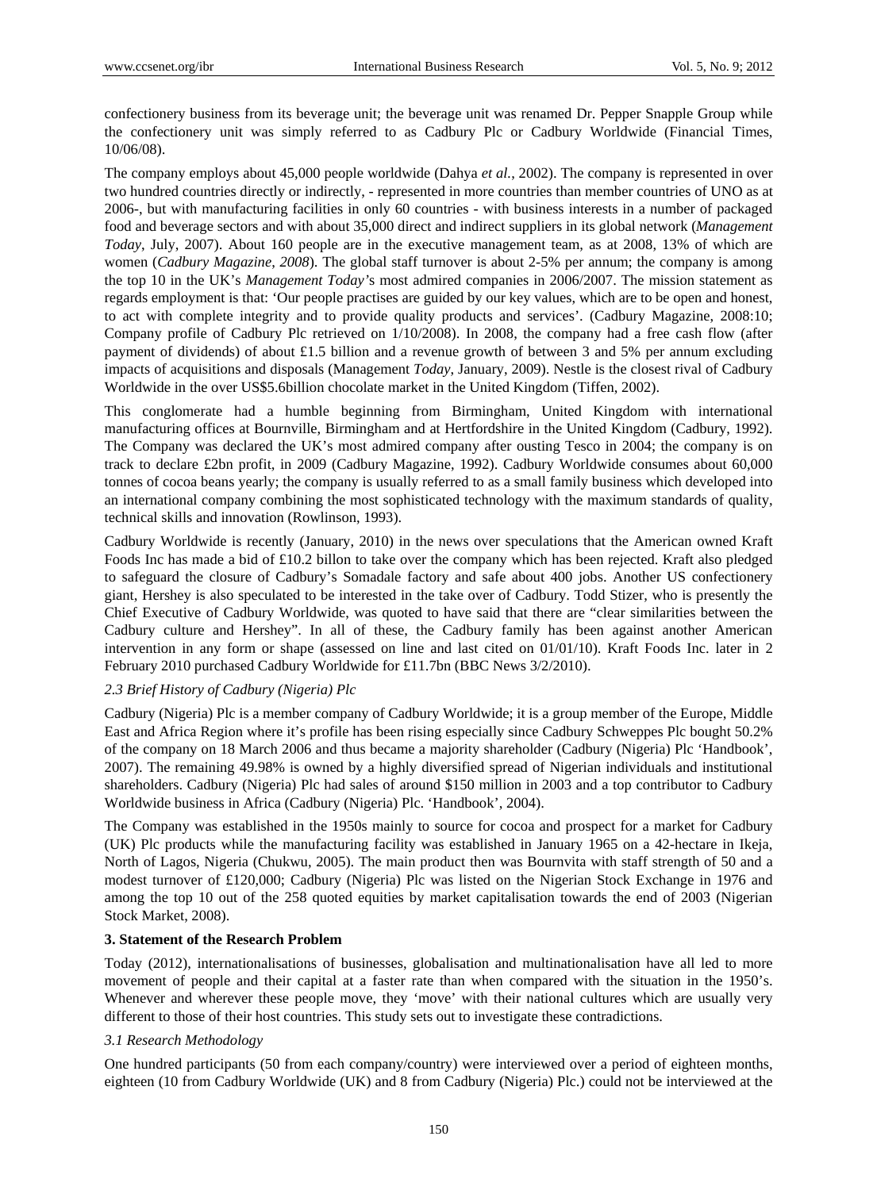confectionery business from its beverage unit; the beverage unit was renamed Dr. Pepper Snapple Group while the confectionery unit was simply referred to as Cadbury Plc or Cadbury Worldwide (Financial Times, 10/06/08).

The company employs about 45,000 people worldwide (Dahya *et al.*, 2002). The company is represented in over two hundred countries directly or indirectly, - represented in more countries than member countries of UNO as at 2006-, but with manufacturing facilities in only 60 countries - with business interests in a number of packaged food and beverage sectors and with about 35,000 direct and indirect suppliers in its global network (*Management Today*, July, 2007). About 160 people are in the executive management team, as at 2008, 13% of which are women (*Cadbury Magazine, 2008*). The global staff turnover is about 2-5% per annum; the company is among the top 10 in the UK's *Management Today*'s most admired companies in 2006/2007. The mission statement as regards employment is that: 'Our people practises are guided by our key values, which are to be open and honest, to act with complete integrity and to provide quality products and services'. (Cadbury Magazine, 2008:10; Company profile of Cadbury Plc retrieved on 1/10/2008). In 2008, the company had a free cash flow (after payment of dividends) of about £1.5 billion and a revenue growth of between 3 and 5% per annum excluding impacts of acquisitions and disposals (Management *Today*, January, 2009). Nestle is the closest rival of Cadbury Worldwide in the over US$5.6billion chocolate market in the United Kingdom (Tiffen, 2002).

This conglomerate had a humble beginning from Birmingham, United Kingdom with international manufacturing offices at Bournville, Birmingham and at Hertfordshire in the United Kingdom (Cadbury, 1992). The Company was declared the UK's most admired company after ousting Tesco in 2004; the company is on track to declare £2bn profit, in 2009 (Cadbury Magazine, 1992). Cadbury Worldwide consumes about 60,000 tonnes of cocoa beans yearly; the company is usually referred to as a small family business which developed into an international company combining the most sophisticated technology with the maximum standards of quality, technical skills and innovation (Rowlinson, 1993).

Cadbury Worldwide is recently (January, 2010) in the news over speculations that the American owned Kraft Foods Inc has made a bid of £10.2 billon to take over the company which has been rejected. Kraft also pledged to safeguard the closure of Cadbury's Somadale factory and safe about 400 jobs. Another US confectionery giant, Hershey is also speculated to be interested in the take over of Cadbury. Todd Stizer, who is presently the Chief Executive of Cadbury Worldwide, was quoted to have said that there are "clear similarities between the Cadbury culture and Hershey". In all of these, the Cadbury family has been against another American intervention in any form or shape (assessed on line and last cited on 01/01/10). Kraft Foods Inc. later in 2 February 2010 purchased Cadbury Worldwide for £11.7bn (BBC News 3/2/2010).

### *2.3 Brief History of Cadbury (Nigeria) Plc*

Cadbury (Nigeria) Plc is a member company of Cadbury Worldwide; it is a group member of the Europe, Middle East and Africa Region where it's profile has been rising especially since Cadbury Schweppes Plc bought 50.2% of the company on 18 March 2006 and thus became a majority shareholder (Cadbury (Nigeria) Plc 'Handbook', 2007). The remaining 49.98% is owned by a highly diversified spread of Nigerian individuals and institutional shareholders. Cadbury (Nigeria) Plc had sales of around $150 million in 2003 and a top contributor to Cadbury Worldwide business in Africa (Cadbury (Nigeria) Plc. 'Handbook', 2004).

The Company was established in the 1950s mainly to source for cocoa and prospect for a market for Cadbury (UK) Plc products while the manufacturing facility was established in January 1965 on a 42-hectare in Ikeja, North of Lagos, Nigeria (Chukwu, 2005). The main product then was Bournvita with staff strength of 50 and a modest turnover of £120,000; Cadbury (Nigeria) Plc was listed on the Nigerian Stock Exchange in 1976 and among the top 10 out of the 258 quoted equities by market capitalisation towards the end of 2003 (Nigerian Stock Market, 2008).

## **3. Statement of the Research Problem**

Today (2012), internationalisations of businesses, globalisation and multinationalisation have all led to more movement of people and their capital at a faster rate than when compared with the situation in the 1950's. Whenever and wherever these people move, they 'move' with their national cultures which are usually very different to those of their host countries. This study sets out to investigate these contradictions.

### *3.1 Research Methodology*

One hundred participants (50 from each company/country) were interviewed over a period of eighteen months, eighteen (10 from Cadbury Worldwide (UK) and 8 from Cadbury (Nigeria) Plc.) could not be interviewed at the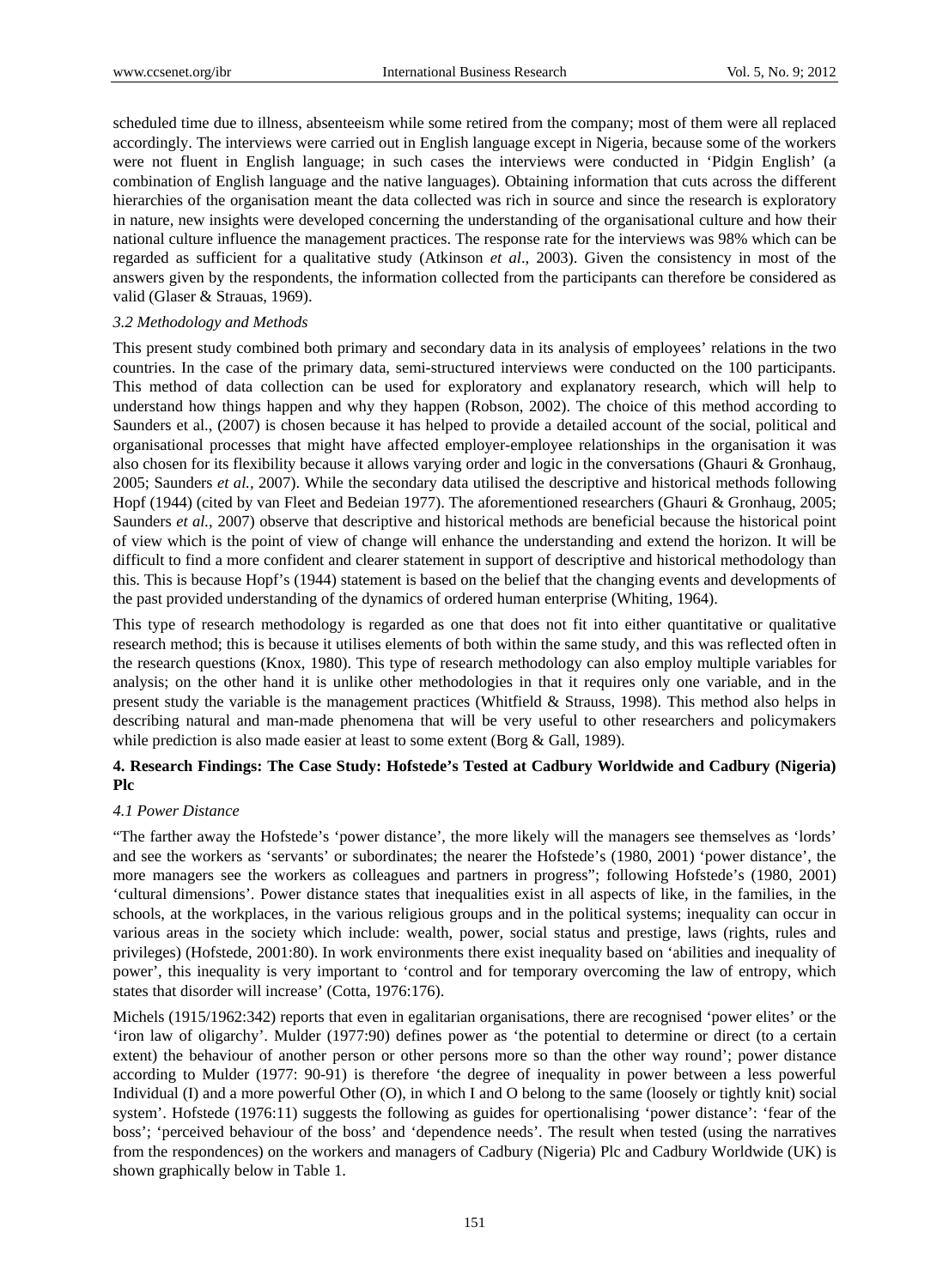scheduled time due to illness, absenteeism while some retired from the company; most of them were all replaced accordingly. The interviews were carried out in English language except in Nigeria, because some of the workers were not fluent in English language; in such cases the interviews were conducted in 'Pidgin English' (a combination of English language and the native languages). Obtaining information that cuts across the different hierarchies of the organisation meant the data collected was rich in source and since the research is exploratory in nature, new insights were developed concerning the understanding of the organisational culture and how their national culture influence the management practices. The response rate for the interviews was 98% which can be regarded as sufficient for a qualitative study (Atkinson *et al*., 2003). Given the consistency in most of the answers given by the respondents, the information collected from the participants can therefore be considered as valid (Glaser & Strauas, 1969).

### *3.2 Methodology and Methods*

This present study combined both primary and secondary data in its analysis of employees' relations in the two countries. In the case of the primary data, semi-structured interviews were conducted on the 100 participants. This method of data collection can be used for exploratory and explanatory research, which will help to understand how things happen and why they happen (Robson, 2002). The choice of this method according to Saunders et al., (2007) is chosen because it has helped to provide a detailed account of the social, political and organisational processes that might have affected employer-employee relationships in the organisation it was also chosen for its flexibility because it allows varying order and logic in the conversations (Ghauri & Gronhaug, 2005; Saunders *et al.,* 2007). While the secondary data utilised the descriptive and historical methods following Hopf (1944) (cited by van Fleet and Bedeian 1977). The aforementioned researchers (Ghauri & Gronhaug, 2005; Saunders *et al.,* 2007) observe that descriptive and historical methods are beneficial because the historical point of view which is the point of view of change will enhance the understanding and extend the horizon. It will be difficult to find a more confident and clearer statement in support of descriptive and historical methodology than this. This is because Hopf's (1944) statement is based on the belief that the changing events and developments of the past provided understanding of the dynamics of ordered human enterprise (Whiting, 1964).

This type of research methodology is regarded as one that does not fit into either quantitative or qualitative research method; this is because it utilises elements of both within the same study, and this was reflected often in the research questions (Knox, 1980). This type of research methodology can also employ multiple variables for analysis; on the other hand it is unlike other methodologies in that it requires only one variable, and in the present study the variable is the management practices (Whitfield & Strauss, 1998). This method also helps in describing natural and man-made phenomena that will be very useful to other researchers and policymakers while prediction is also made easier at least to some extent (Borg & Gall, 1989).

## 4. Research Findings: The Case Study: Hofstede's Tested at Cadbury Worldwide and Cadbury (Nigeria) Plc

### *4.1 Power Distance*

"The farther away the Hofstede's 'power distance', the more likely will the managers see themselves as 'lords' and see the workers as 'servants' or subordinates; the nearer the Hofstede's (1980, 2001) 'power distance', the more managers see the workers as colleagues and partners in progress"; following Hofstede's (1980, 2001) 'cultural dimensions'. Power distance states that inequalities exist in all aspects of like, in the families, in the schools, at the workplaces, in the various religious groups and in the political systems; inequality can occur in various areas in the society which include: wealth, power, social status and prestige, laws (rights, rules and privileges) (Hofstede, 2001:80). In work environments there exist inequality based on 'abilities and inequality of power', this inequality is very important to 'control and for temporary overcoming the law of entropy, which states that disorder will increase' (Cotta, 1976:176).

Michels (1915/1962:342) reports that even in egalitarian organisations, there are recognised 'power elites' or the 'iron law of oligarchy'. Mulder (1977:90) defines power as 'the potential to determine or direct (to a certain extent) the behaviour of another person or other persons more so than the other way round'; power distance according to Mulder (1977: 90-91) is therefore 'the degree of inequality in power between a less powerful Individual (I) and a more powerful Other (O), in which I and O belong to the same (loosely or tightly knit) social system'. Hofstede (1976:11) suggests the following as guides for opertionalising 'power distance': 'fear of the boss'; 'perceived behaviour of the boss' and 'dependence needs'. The result when tested (using the narratives from the respondences) on the workers and managers of Cadbury (Nigeria) Plc and Cadbury Worldwide (UK) is shown graphically below in Table 1.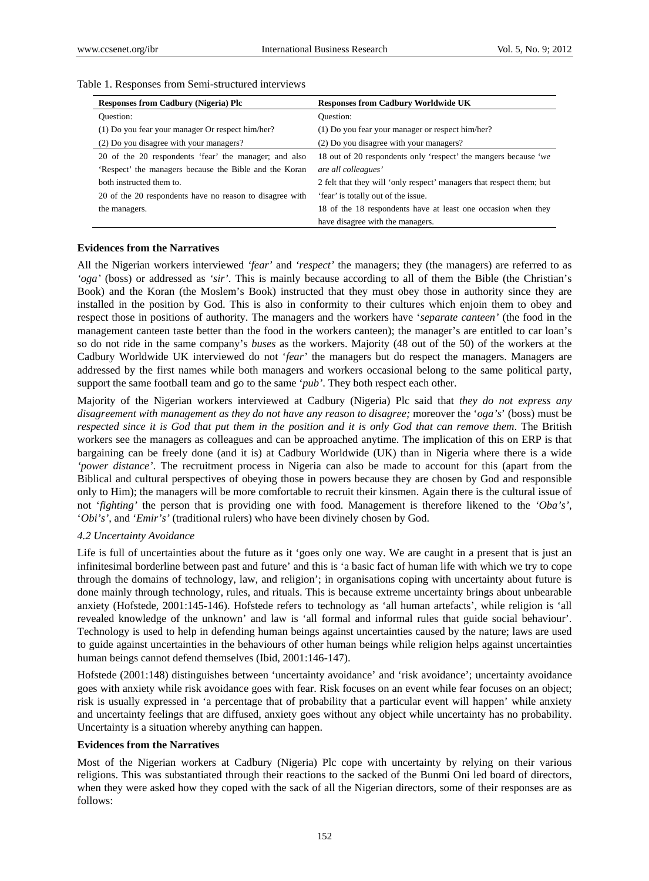Table 1. Responses from Semi-structured interviews

| Responses from Cadbury (Nigeria) Plc | Responses from Cadbury Worldwide UK |
|---|---|
| Question: | Question: |
| (1) Do you fear your manager Or respect him/her? | (1) Do you fear your manager or respect him/her? |
| (2) Do you disagree with your managers? | (2) Do you disagree with your managers? |
| 20 of the 20 respondents 'fear' the manager; and also 'Respect' the managers because the Bible and the Koran both instructed them to.<br>20 of the 20 respondents have no reason to disagree with the managers. | 18 out of 20 respondents only 'respect' the mangers because '*we are all colleagues'*<br>2 felt that they will 'only respect' managers that respect them; but 'fear' is totally out of the issue.<br>18 of the 18 respondents have at least one occasion when they have disagree with the managers. |

**Evidences from the Narratives**

All the Nigerian workers interviewed *'fear'* and *'respect'* the managers; they (the managers) are referred to as *'oga'* (boss) or addressed as *'sir'*. This is mainly because according to all of them the Bible (the Christian's Book) and the Koran (the Moslem's Book) instructed that they must obey those in authority since they are installed in the position by God. This is also in conformity to their cultures which enjoin them to obey and respect those in positions of authority. The managers and the workers have '*separate canteen'* (the food in the management canteen taste better than the food in the workers canteen); the manager's are entitled to car loan's so do not ride in the same company's *buses* as the workers. Majority (48 out of the 50) of the workers at the Cadbury Worldwide UK interviewed do not '*fear'* the managers but do respect the managers. Managers are addressed by the first names while both managers and workers occasional belong to the same political party, support the same football team and go to the same '*pub'*. They both respect each other.

Majority of the Nigerian workers interviewed at Cadbury (Nigeria) Plc said that *they do not express any disagreement with management as they do not have any reason to disagree;* moreover the '*oga's*' (boss) must be *respected since it is God that put them in the position and it is only God that can remove them*. The British workers see the managers as colleagues and can be approached anytime. The implication of this on ERP is that bargaining can be freely done (and it is) at Cadbury Worldwide (UK) than in Nigeria where there is a wide *'power distance'*. The recruitment process in Nigeria can also be made to account for this (apart from the Biblical and cultural perspectives of obeying those in powers because they are chosen by God and responsible only to Him); the managers will be more comfortable to recruit their kinsmen. Again there is the cultural issue of not '*fighting'* the person that is providing one with food. Management is therefore likened to the *'Oba's'*, '*Obi's'*, and '*Emir's'* (traditional rulers) who have been divinely chosen by God.

*4.2 Uncertainty Avoidance*

Life is full of uncertainties about the future as it 'goes only one way. We are caught in a present that is just an infinitesimal borderline between past and future' and this is 'a basic fact of human life with which we try to cope through the domains of technology, law, and religion'; in organisations coping with uncertainty about future is done mainly through technology, rules, and rituals. This is because extreme uncertainty brings about unbearable anxiety (Hofstede, 2001:145-146). Hofstede refers to technology as 'all human artefacts', while religion is 'all revealed knowledge of the unknown' and law is 'all formal and informal rules that guide social behaviour'. Technology is used to help in defending human beings against uncertainties caused by the nature; laws are used to guide against uncertainties in the behaviours of other human beings while religion helps against uncertainties human beings cannot defend themselves (Ibid, 2001:146-147).

Hofstede (2001:148) distinguishes between 'uncertainty avoidance' and 'risk avoidance'; uncertainty avoidance goes with anxiety while risk avoidance goes with fear. Risk focuses on an event while fear focuses on an object; risk is usually expressed in 'a percentage that of probability that a particular event will happen' while anxiety and uncertainty feelings that are diffused, anxiety goes without any object while uncertainty has no probability. Uncertainty is a situation whereby anything can happen.

**Evidences from the Narratives**

Most of the Nigerian workers at Cadbury (Nigeria) Plc cope with uncertainty by relying on their various religions. This was substantiated through their reactions to the sacked of the Bunmi Oni led board of directors, when they were asked how they coped with the sack of all the Nigerian directors, some of their responses are as follows: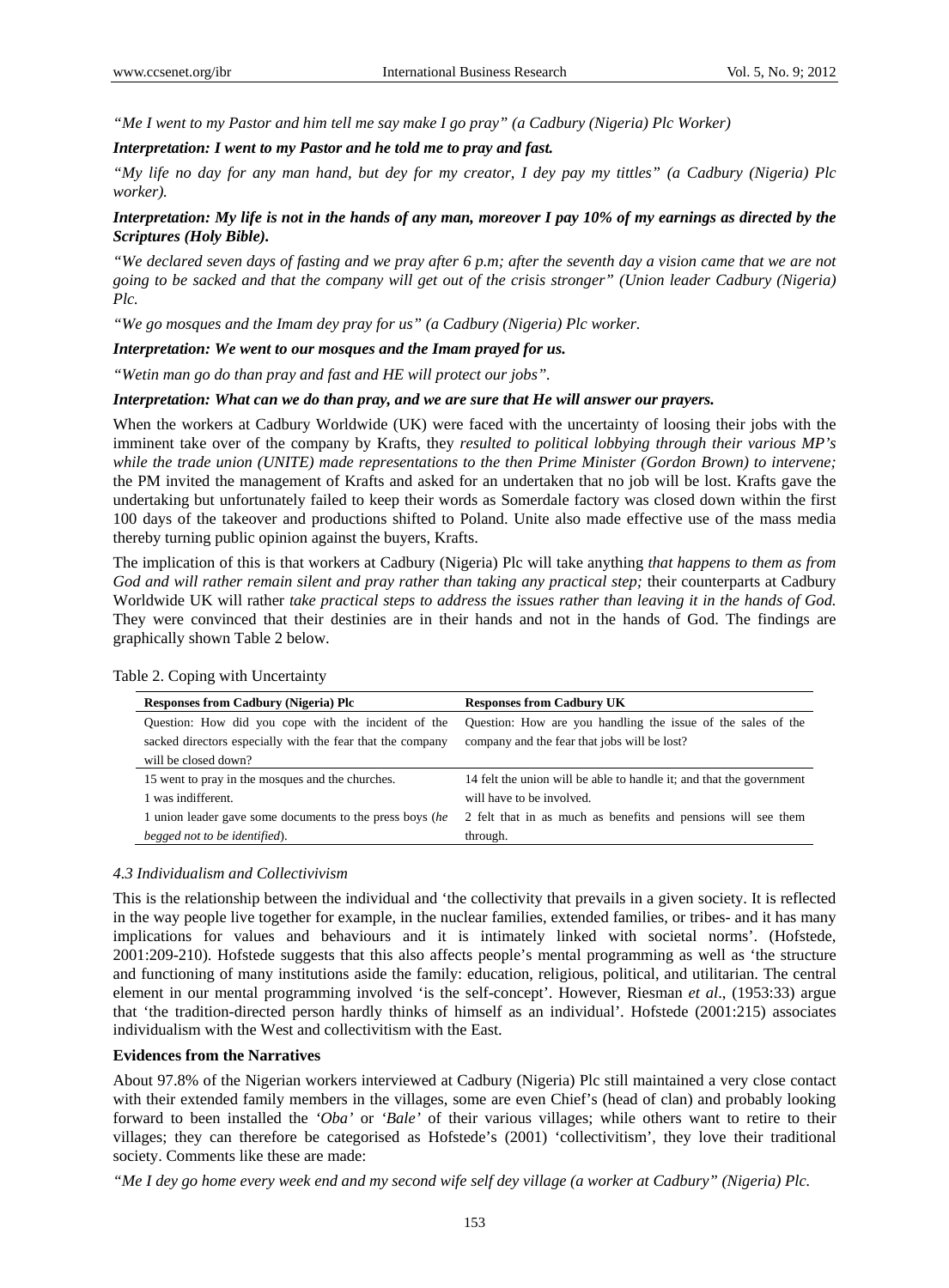*"Me I went to my Pastor and him tell me say make I go pray" (a Cadbury (Nigeria) Plc Worker)*

***Interpretation: I went to my Pastor and he told me to pray and fast.***

*"My life no day for any man hand, but dey for my creator, I dey pay my tittles" (a Cadbury (Nigeria) Plc worker).*

***Interpretation: My life is not in the hands of any man, moreover I pay 10% of my earnings as directed by the Scriptures (Holy Bible).***

*"We declared seven days of fasting and we pray after 6 p.m; after the seventh day a vision came that we are not going to be sacked and that the company will get out of the crisis stronger" (Union leader Cadbury (Nigeria) Plc.*

*"We go mosques and the Imam dey pray for us" (a Cadbury (Nigeria) Plc worker.*

***Interpretation: We went to our mosques and the Imam prayed for us.***

*"Wetin man go do than pray and fast and HE will protect our jobs".*

***Interpretation: What can we do than pray, and we are sure that He will answer our prayers.***

When the workers at Cadbury Worldwide (UK) were faced with the uncertainty of loosing their jobs with the imminent take over of the company by Krafts, they *resulted to political lobbying through their various MP's while the trade union (UNITE) made representations to the then Prime Minister (Gordon Brown) to intervene;* the PM invited the management of Krafts and asked for an undertaken that no job will be lost. Krafts gave the undertaking but unfortunately failed to keep their words as Somerdale factory was closed down within the first 100 days of the takeover and productions shifted to Poland. Unite also made effective use of the mass media thereby turning public opinion against the buyers, Krafts.

The implication of this is that workers at Cadbury (Nigeria) Plc will take anything *that happens to them as from God and will rather remain silent and pray rather than taking any practical step;* their counterparts at Cadbury Worldwide UK will rather *take practical steps to address the issues rather than leaving it in the hands of God.* They were convinced that their destinies are in their hands and not in the hands of God. The findings are graphically shown Table 2 below.

Table 2. Coping with Uncertainty

| **Responses from Cadbury (Nigeria) Plc** | **Responses from Cadbury UK** |
|---|---|
| Question: How did you cope with the incident of the sacked directors especially with the fear that the company will be closed down? | Question: How are you handling the issue of the sales of the company and the fear that jobs will be lost? |
| 15 went to pray in the mosques and the churches. | 14 felt the union will be able to handle it; and that the government will have to be involved. |
| 1 was indifferent. | |
| 1 union leader gave some documents to the press boys (*he begged not to be identified*). | 2 felt that in as much as benefits and pensions will see them through. |

### *4.3 Individualism and Collectivivism*

This is the relationship between the individual and 'the collectivity that prevails in a given society. It is reflected in the way people live together for example, in the nuclear families, extended families, or tribes- and it has many implications for values and behaviours and it is intimately linked with societal norms'. (Hofstede, 2001:209-210). Hofstede suggests that this also affects people's mental programming as well as 'the structure and functioning of many institutions aside the family: education, religious, political, and utilitarian. The central element in our mental programming involved 'is the self-concept'. However, Riesman *et al*., (1953:33) argue that 'the tradition-directed person hardly thinks of himself as an individual'. Hofstede (2001:215) associates individualism with the West and collectivitism with the East.

**Evidences from the Narratives**

About 97.8% of the Nigerian workers interviewed at Cadbury (Nigeria) Plc still maintained a very close contact with their extended family members in the villages, some are even Chief's (head of clan) and probably looking forward to been installed the *'Oba'* or *'Bale'* of their various villages; while others want to retire to their villages; they can therefore be categorised as Hofstede's (2001) 'collectivitism', they love their traditional society. Comments like these are made:

*"Me I dey go home every week end and my second wife self dey village (a worker at Cadbury" (Nigeria) Plc.*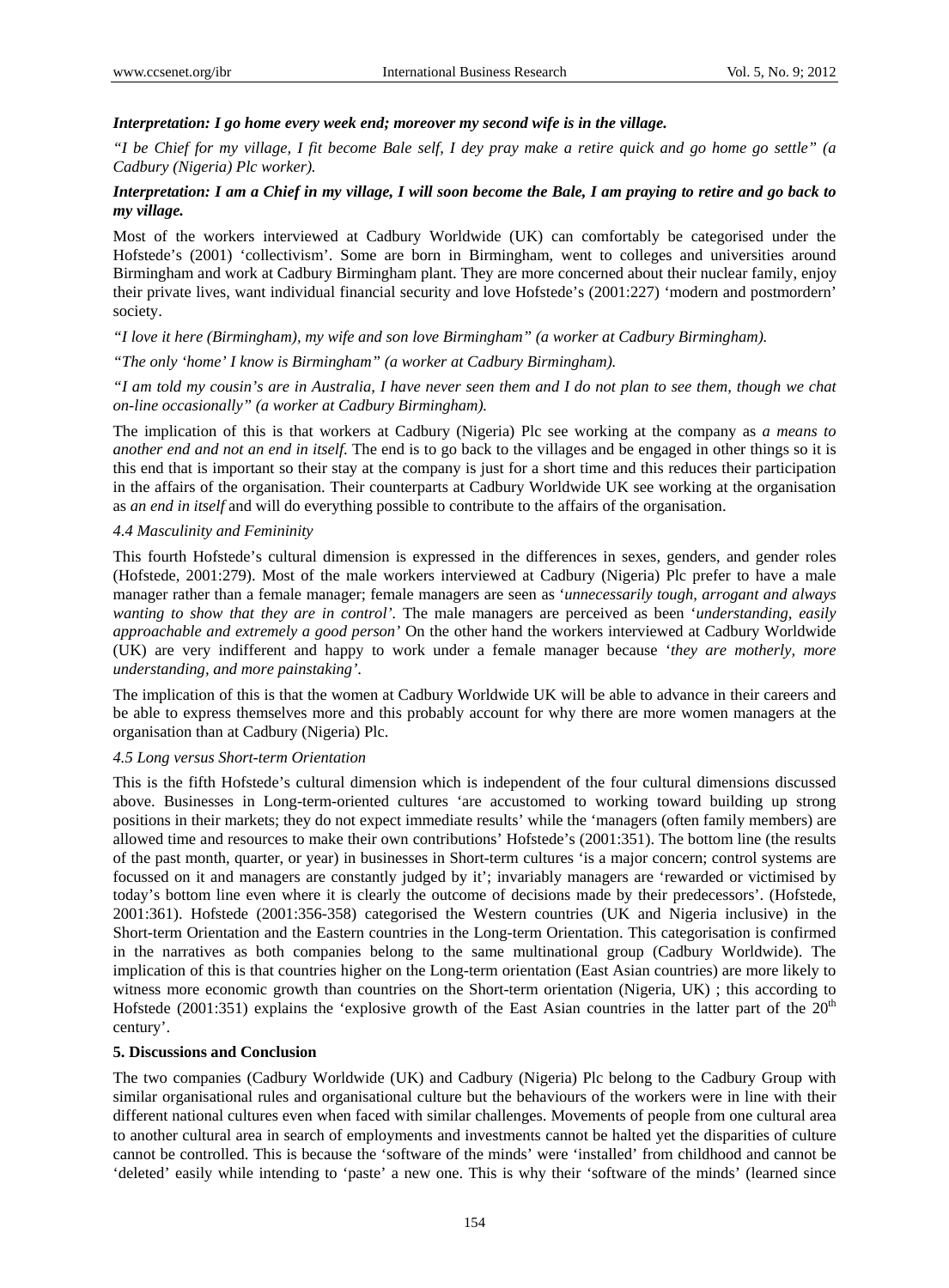***Interpretation: I go home every week end; moreover my second wife is in the village.***

*"I be Chief for my village, I fit become Bale self, I dey pray make a retire quick and go home go settle" (a Cadbury (Nigeria) Plc worker).*

***Interpretation: I am a Chief in my village, I will soon become the Bale, I am praying to retire and go back to my village.***

Most of the workers interviewed at Cadbury Worldwide (UK) can comfortably be categorised under the Hofstede's (2001) 'collectivism'. Some are born in Birmingham, went to colleges and universities around Birmingham and work at Cadbury Birmingham plant. They are more concerned about their nuclear family, enjoy their private lives, want individual financial security and love Hofstede's (2001:227) 'modern and postmordern' society.

*"I love it here (Birmingham), my wife and son love Birmingham" (a worker at Cadbury Birmingham).*

*"The only 'home' I know is Birmingham" (a worker at Cadbury Birmingham).*

*"I am told my cousin's are in Australia, I have never seen them and I do not plan to see them, though we chat on-line occasionally" (a worker at Cadbury Birmingham).*

The implication of this is that workers at Cadbury (Nigeria) Plc see working at the company as *a means to another end and not an end in itself*. The end is to go back to the villages and be engaged in other things so it is this end that is important so their stay at the company is just for a short time and this reduces their participation in the affairs of the organisation. Their counterparts at Cadbury Worldwide UK see working at the organisation as *an end in itself* and will do everything possible to contribute to the affairs of the organisation.

### *4.4 Masculinity and Femininity*

This fourth Hofstede's cultural dimension is expressed in the differences in sexes, genders, and gender roles (Hofstede, 2001:279). Most of the male workers interviewed at Cadbury (Nigeria) Plc prefer to have a male manager rather than a female manager; female managers are seen as '*unnecessarily tough, arrogant and always wanting to show that they are in control'*. The male managers are perceived as been '*understanding, easily approachable and extremely a good person'* On the other hand the workers interviewed at Cadbury Worldwide (UK) are very indifferent and happy to work under a female manager because '*they are motherly, more understanding, and more painstaking'*.

The implication of this is that the women at Cadbury Worldwide UK will be able to advance in their careers and be able to express themselves more and this probably account for why there are more women managers at the organisation than at Cadbury (Nigeria) Plc.

### *4.5 Long versus Short-term Orientation*

This is the fifth Hofstede's cultural dimension which is independent of the four cultural dimensions discussed above. Businesses in Long-term-oriented cultures 'are accustomed to working toward building up strong positions in their markets; they do not expect immediate results' while the 'managers (often family members) are allowed time and resources to make their own contributions' Hofstede's (2001:351). The bottom line (the results of the past month, quarter, or year) in businesses in Short-term cultures 'is a major concern; control systems are focussed on it and managers are constantly judged by it'; invariably managers are 'rewarded or victimised by today's bottom line even where it is clearly the outcome of decisions made by their predecessors'. (Hofstede, 2001:361). Hofstede (2001:356-358) categorised the Western countries (UK and Nigeria inclusive) in the Short-term Orientation and the Eastern countries in the Long-term Orientation. This categorisation is confirmed in the narratives as both companies belong to the same multinational group (Cadbury Worldwide). The implication of this is that countries higher on the Long-term orientation (East Asian countries) are more likely to witness more economic growth than countries on the Short-term orientation (Nigeria, UK) ; this according to Hofstede (2001:351) explains the 'explosive growth of the East Asian countries in the latter part of the 20th century'.

## **5. Discussions and Conclusion**

The two companies (Cadbury Worldwide (UK) and Cadbury (Nigeria) Plc belong to the Cadbury Group with similar organisational rules and organisational culture but the behaviours of the workers were in line with their different national cultures even when faced with similar challenges. Movements of people from one cultural area to another cultural area in search of employments and investments cannot be halted yet the disparities of culture cannot be controlled. This is because the 'software of the minds' were 'installed' from childhood and cannot be 'deleted' easily while intending to 'paste' a new one. This is why their 'software of the minds' (learned since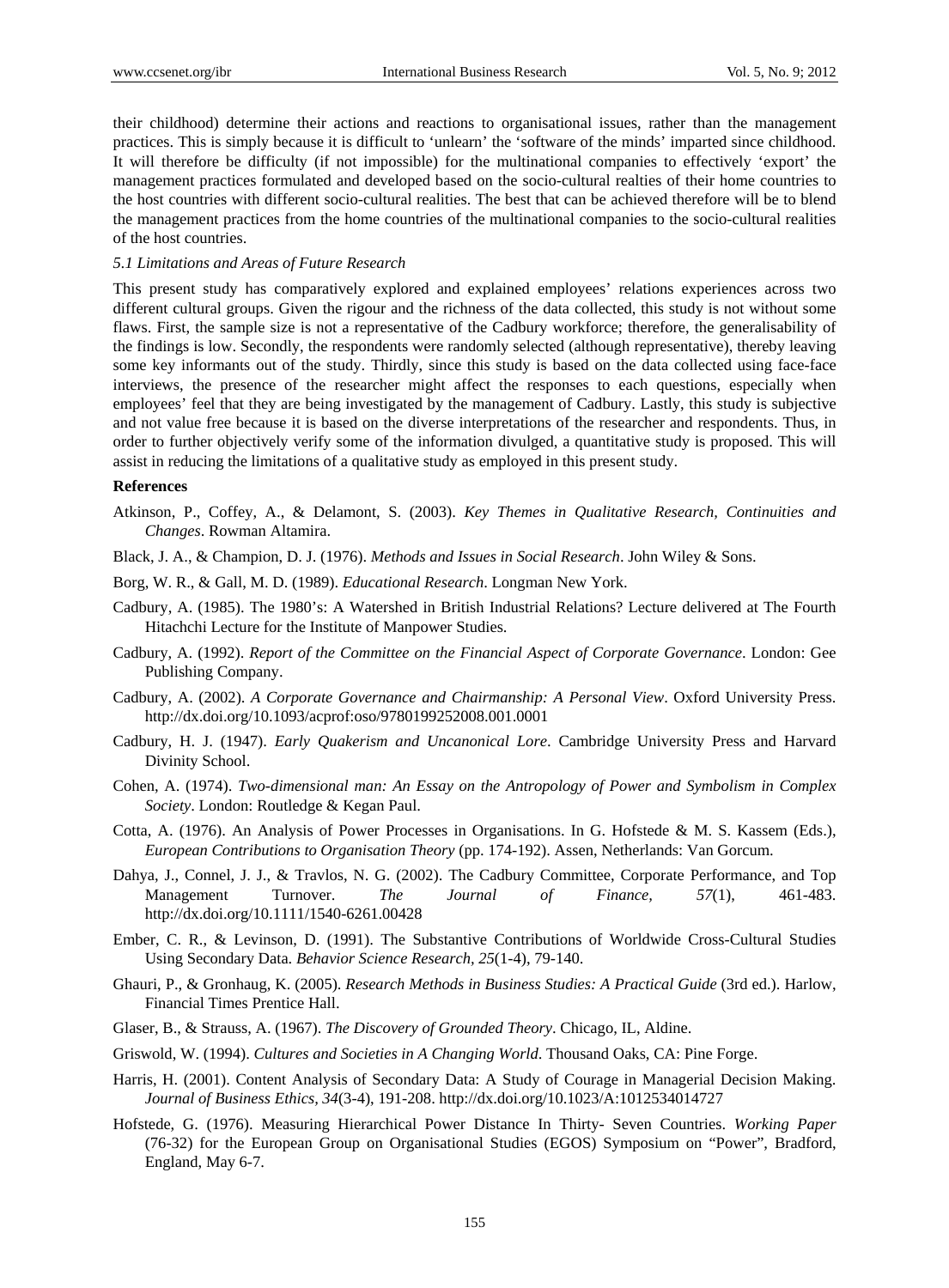their childhood) determine their actions and reactions to organisational issues, rather than the management practices. This is simply because it is difficult to 'unlearn' the 'software of the minds' imparted since childhood. It will therefore be difficulty (if not impossible) for the multinational companies to effectively 'export' the management practices formulated and developed based on the socio-cultural realties of their home countries to the host countries with different socio-cultural realities. The best that can be achieved therefore will be to blend the management practices from the home countries of the multinational companies to the socio-cultural realities of the host countries.

### *5.1 Limitations and Areas of Future Research*

This present study has comparatively explored and explained employees' relations experiences across two different cultural groups. Given the rigour and the richness of the data collected, this study is not without some flaws. First, the sample size is not a representative of the Cadbury workforce; therefore, the generalisability of the findings is low. Secondly, the respondents were randomly selected (although representative), thereby leaving some key informants out of the study. Thirdly, since this study is based on the data collected using face-face interviews, the presence of the researcher might affect the responses to each questions, especially when employees' feel that they are being investigated by the management of Cadbury. Lastly, this study is subjective and not value free because it is based on the diverse interpretations of the researcher and respondents. Thus, in order to further objectively verify some of the information divulged, a quantitative study is proposed. This will assist in reducing the limitations of a qualitative study as employed in this present study.

## References

Atkinson, P., Coffey, A., & Delamont, S. (2003). *Key Themes in Qualitative Research, Continuities and Changes*. Rowman Altamira.

Black, J. A., & Champion, D. J. (1976). *Methods and Issues in Social Research*. John Wiley & Sons.

Borg, W. R., & Gall, M. D. (1989). *Educational Research*. Longman New York.

Cadbury, A. (1985). The 1980's: A Watershed in British Industrial Relations? Lecture delivered at The Fourth Hitachchi Lecture for the Institute of Manpower Studies.

Cadbury, A. (1992). *Report of the Committee on the Financial Aspect of Corporate Governance*. London: Gee Publishing Company.

Cadbury, A. (2002). *A Corporate Governance and Chairmanship: A Personal View*. Oxford University Press. http://dx.doi.org/10.1093/acprof:oso/9780199252008.001.0001

Cadbury, H. J. (1947). *Early Quakerism and Uncanonical Lore*. Cambridge University Press and Harvard Divinity School.

Cohen, A. (1974). *Two-dimensional man: An Essay on the Antropology of Power and Symbolism in Complex Society*. London: Routledge & Kegan Paul.

Cotta, A. (1976). An Analysis of Power Processes in Organisations. In G. Hofstede & M. S. Kassem (Eds.), *European Contributions to Organisation Theory* (pp. 174-192). Assen, Netherlands: Van Gorcum.

Dahya, J., Connel, J. J., & Travlos, N. G. (2002). The Cadbury Committee, Corporate Performance, and Top Management Turnover. *The Journal of Finance, 57*(1), 461-483. http://dx.doi.org/10.1111/1540-6261.00428

Ember, C. R., & Levinson, D. (1991). The Substantive Contributions of Worldwide Cross-Cultural Studies Using Secondary Data. *Behavior Science Research, 25*(1-4), 79-140.

Ghauri, P., & Gronhaug, K. (2005). *Research Methods in Business Studies: A Practical Guide* (3rd ed.). Harlow, Financial Times Prentice Hall.

Glaser, B., & Strauss, A. (1967). *The Discovery of Grounded Theory*. Chicago, IL, Aldine.

Griswold, W. (1994). *Cultures and Societies in A Changing World*. Thousand Oaks, CA: Pine Forge.

Harris, H. (2001). Content Analysis of Secondary Data: A Study of Courage in Managerial Decision Making. *Journal of Business Ethics, 34*(3-4), 191-208. http://dx.doi.org/10.1023/A:1012534014727

Hofstede, G. (1976). Measuring Hierarchical Power Distance In Thirty- Seven Countries. *Working Paper* (76-32) for the European Group on Organisational Studies (EGOS) Symposium on "Power", Bradford, England, May 6-7.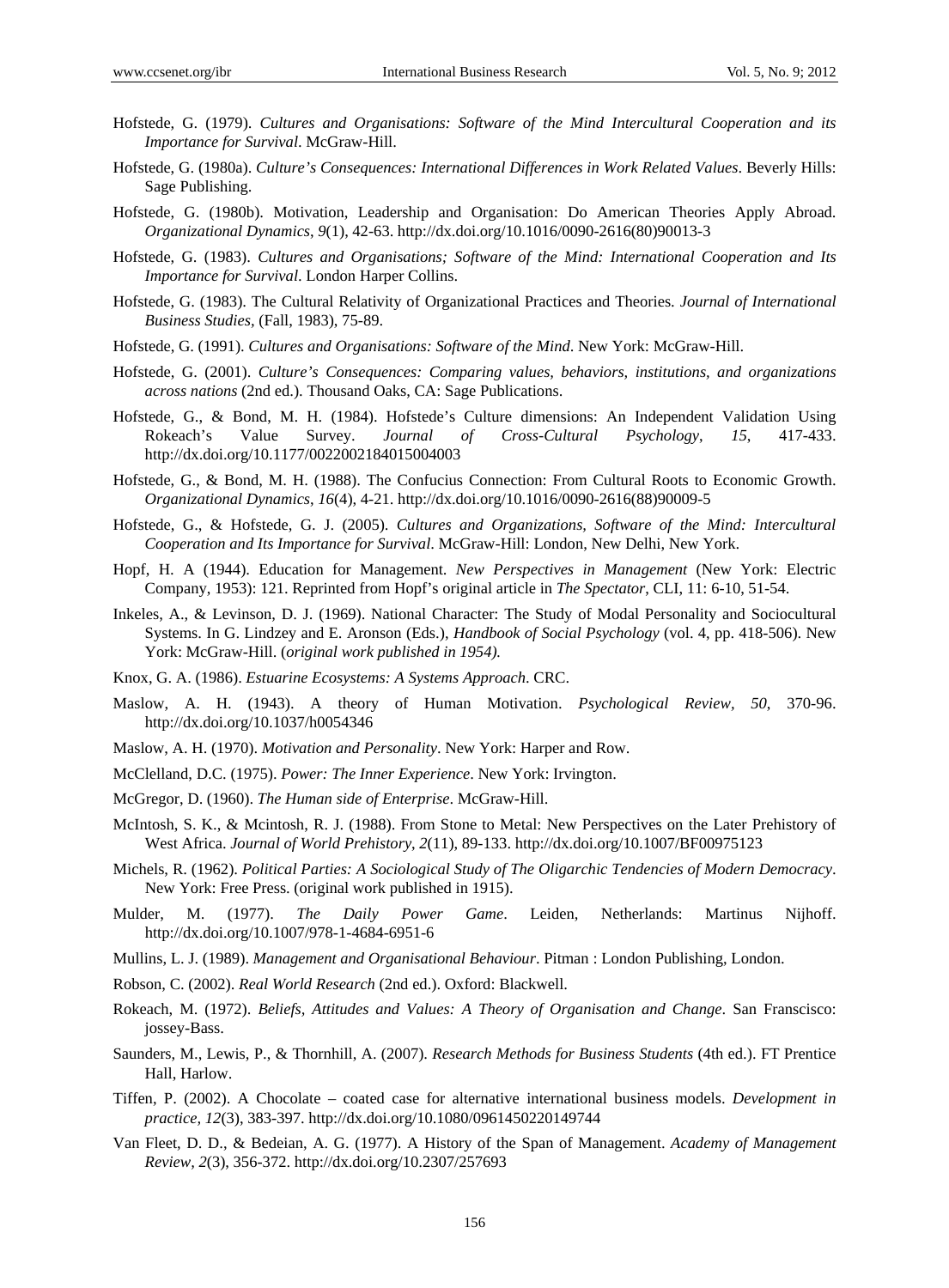Hofstede, G. (1979). *Cultures and Organisations: Software of the Mind Intercultural Cooperation and its Importance for Survival*. McGraw-Hill.

Hofstede, G. (1980a). *Culture's Consequences: International Differences in Work Related Values*. Beverly Hills: Sage Publishing.

Hofstede, G. (1980b). Motivation, Leadership and Organisation: Do American Theories Apply Abroad. *Organizational Dynamics, 9*(1), 42-63. http://dx.doi.org/10.1016/0090-2616(80)90013-3

Hofstede, G. (1983). *Cultures and Organisations; Software of the Mind: International Cooperation and Its Importance for Survival*. London Harper Collins.

Hofstede, G. (1983). The Cultural Relativity of Organizational Practices and Theories. *Journal of International Business Studies*, (Fall, 1983), 75-89.

Hofstede, G. (1991). *Cultures and Organisations: Software of the Mind*. New York: McGraw-Hill.

Hofstede, G. (2001). *Culture's Consequences: Comparing values, behaviors, institutions, and organizations across nations* (2nd ed.). Thousand Oaks, CA: Sage Publications.

Hofstede, G., & Bond, M. H. (1984). Hofstede's Culture dimensions: An Independent Validation Using Rokeach's Value Survey. *Journal of Cross-Cultural Psychology, 15*, 417-433. http://dx.doi.org/10.1177/0022002184015004003

Hofstede, G., & Bond, M. H. (1988). The Confucius Connection: From Cultural Roots to Economic Growth. *Organizational Dynamics, 16*(4), 4-21. http://dx.doi.org/10.1016/0090-2616(88)90009-5

Hofstede, G., & Hofstede, G. J. (2005). *Cultures and Organizations, Software of the Mind: Intercultural Cooperation and Its Importance for Survival*. McGraw-Hill: London, New Delhi, New York.

Hopf, H. A (1944). Education for Management. *New Perspectives in Management* (New York: Electric Company, 1953): 121. Reprinted from Hopf's original article in *The Spectator*, CLI, 11: 6-10, 51-54.

Inkeles, A., & Levinson, D. J. (1969). National Character: The Study of Modal Personality and Sociocultural Systems. In G. Lindzey and E. Aronson (Eds.), *Handbook of Social Psychology* (vol. 4, pp. 418-506). New York: McGraw-Hill. (*original work published in 1954).*

Knox, G. A. (1986). *Estuarine Ecosystems: A Systems Approach*. CRC.

Maslow, A. H. (1943). A theory of Human Motivation. *Psychological Review, 50*, 370-96. http://dx.doi.org/10.1037/h0054346

Maslow, A. H. (1970). *Motivation and Personality*. New York: Harper and Row.

McClelland, D.C. (1975). *Power: The Inner Experience*. New York: Irvington.

McGregor, D. (1960). *The Human side of Enterprise*. McGraw-Hill.

McIntosh, S. K., & Mcintosh, R. J. (1988). From Stone to Metal: New Perspectives on the Later Prehistory of West Africa. *Journal of World Prehistory, 2*(11), 89-133. http://dx.doi.org/10.1007/BF00975123

Michels, R. (1962). *Political Parties: A Sociological Study of The Oligarchic Tendencies of Modern Democracy*. New York: Free Press. (original work published in 1915).

Mulder, M. (1977). *The Daily Power Game*. Leiden, Netherlands: Martinus Nijhoff. http://dx.doi.org/10.1007/978-1-4684-6951-6

Mullins, L. J. (1989). *Management and Organisational Behaviour*. Pitman : London Publishing, London.

Robson, C. (2002). *Real World Research* (2nd ed.). Oxford: Blackwell.

Rokeach, M. (1972). *Beliefs, Attitudes and Values: A Theory of Organisation and Change*. San Franscisco: jossey-Bass.

Saunders, M., Lewis, P., & Thornhill, A. (2007). *Research Methods for Business Students* (4th ed.). FT Prentice Hall, Harlow.

Tiffen, P. (2002). A Chocolate – coated case for alternative international business models. *Development in practice, 12*(3), 383-397. http://dx.doi.org/10.1080/0961450220149744

Van Fleet, D. D., & Bedeian, A. G. (1977). A History of the Span of Management. *Academy of Management Review, 2*(3), 356-372. http://dx.doi.org/10.2307/257693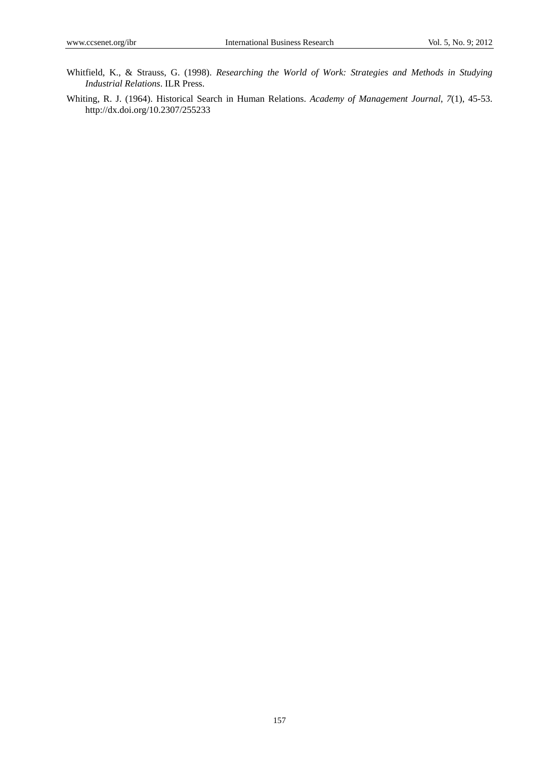Whitfield, K., & Strauss, G. (1998). *Researching the World of Work: Strategies and Methods in Studying Industrial Relations*. ILR Press.

Whiting, R. J. (1964). Historical Search in Human Relations. *Academy of Management Journal*, *7*(1), 45-53. http://dx.doi.org/10.2307/255233